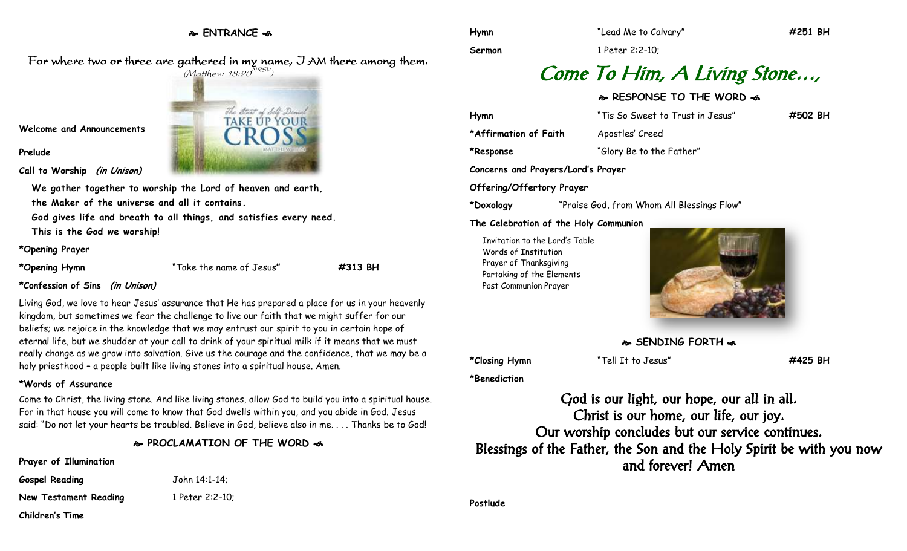## ENTRANCE

For where two or three are gathered in my name, I AM there among them.
*(Matthew 18:20 NRSV)*

**Welcome and Announcements**

**Prelude**

**Call to Worship** ***(in Unison)***

**We gather together to worship the Lord of heaven and earth,**
**the Maker of the universe and all it contains.**
**God gives life and breath to all things, and satisfies every need.**
**This is the God we worship!**

**\*Opening Prayer**

**\*Opening Hymn** "Take the name of Jesus" **#313 BH**

**\*Confession of Sins** ***(in Unison)***

Living God, we love to hear Jesus' assurance that He has prepared a place for us in your heavenly kingdom, but sometimes we fear the challenge to live our faith that we might suffer for our beliefs; we rejoice in the knowledge that we may entrust our spirit to you in certain hope of eternal life, but we shudder at your call to drink of your spiritual milk if it means that we must really change as we grow into salvation. Give us the courage and the confidence, that we may be a holy priesthood – a people built like living stones into a spiritual house. Amen.

**\*Words of Assurance**

Come to Christ, the living stone. And like living stones, allow God to build you into a spiritual house. For in that house you will come to know that God dwells within you, and you abide in God. Jesus said: "Do not let your hearts be troubled. Believe in God, believe also in me. . . . Thanks be to God!

## PROCLAMATION OF THE WORD

**Prayer of Illumination**

**Gospel Reading** John 14:1-14;

**New Testament Reading** 1 Peter 2:2-10;

**Children's Time**

**Hymn** "Lead Me to Calvary" **#251 BH**

**Sermon** 1 Peter 2:2-10;

# *Come To Him, A Living Stone…,*

## RESPONSE TO THE WORD

**Hymn** "Tis So Sweet to Trust in Jesus" **#502 BH**

**\*Affirmation of Faith** Apostles' Creed

**\*Response** "Glory Be to the Father"

**Concerns and Prayers/Lord's Prayer**

**Offering/Offertory Prayer**

**\*Doxology** "Praise God, from Whom All Blessings Flow"

**The Celebration of the Holy Communion**

Invitation to the Lord's Table
Words of Institution
Prayer of Thanksgiving
Partaking of the Elements
Post Communion Prayer

## SENDING FORTH

**\*Closing Hymn** "Tell It to Jesus" **#425 BH**

**\*Benediction**

God is our light, our hope, our all in all.
Christ is our home, our life, our joy.
Our worship concludes but our service continues.
Blessings of the Father, the Son and the Holy Spirit be with you now and forever! Amen

**Postlude**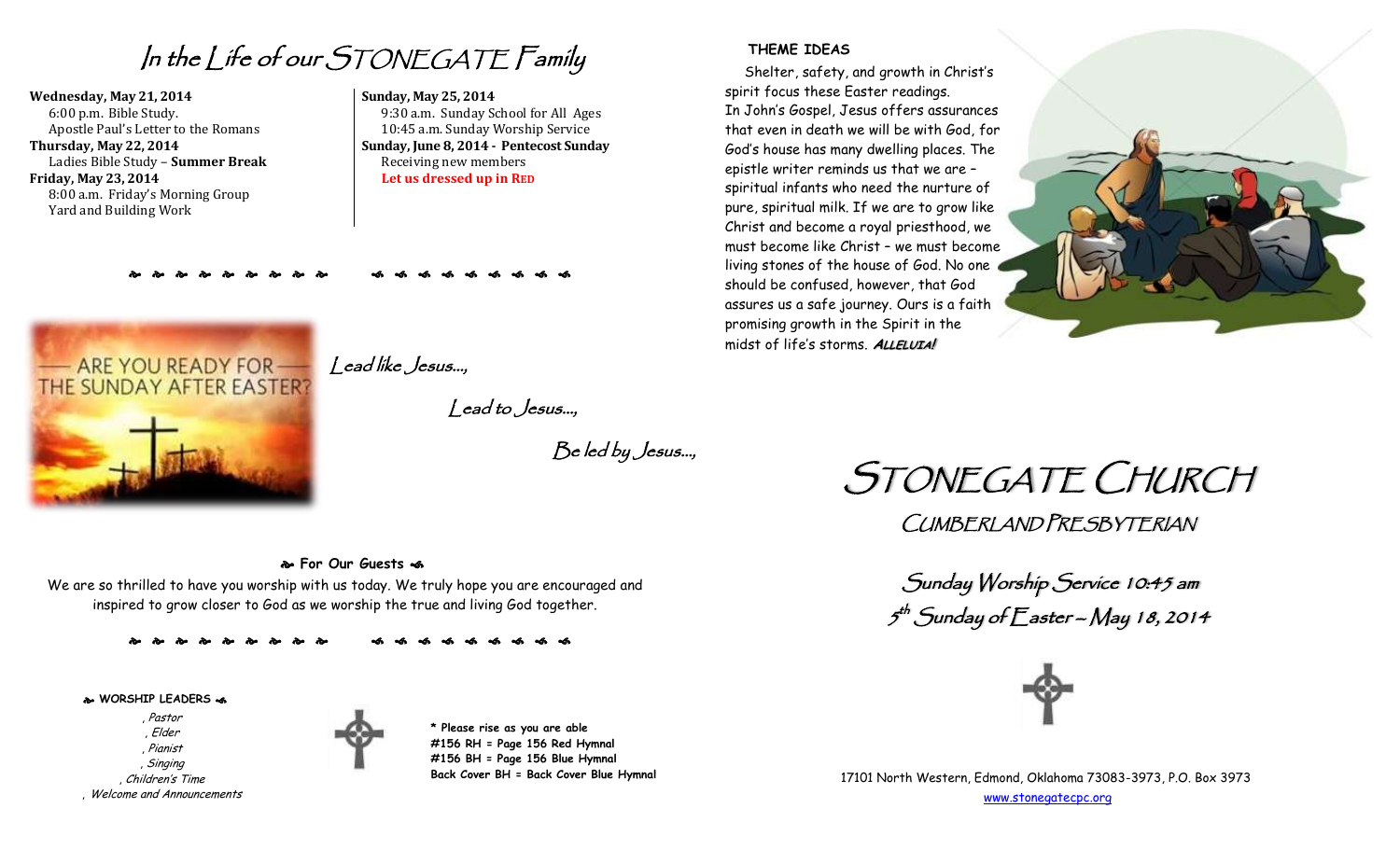# In the Life of our STONEGATE Family

**Wednesday, May 21, 2014**
6:00 p.m. Bible Study.
Apostle Paul's Letter to the Romans

**Thursday, May 22, 2014**
Ladies Bible Study – **Summer Break**

**Friday, May 23, 2014**
8:00 a.m. Friday's Morning Group
Yard and Building Work

**Sunday, May 25, 2014**
9:30 a.m. Sunday School for All Ages
10:45 a.m. Sunday Worship Service

**Sunday, June 8, 2014 - Pentecost Sunday**
Receiving new members
**Let us dressed up in RED**

ARE YOU READY FOR THE SUNDAY AFTER EASTER?

Lead like Jesus...,

Lead to Jesus...,

Be led by Jesus...,

**For Our Guests**

We are so thrilled to have you worship with us today. We truly hope you are encouraged and inspired to grow closer to God as we worship the true and living God together.

**WORSHIP LEADERS**

, Pastor
, Elder
, Pianist
, Singing
, Children's Time
, Welcome and Announcements

**\* Please rise as you are able**
**#156 RH = Page 156 Red Hymnal**
**#156 BH = Page 156 Blue Hymnal**
**Back Cover BH = Back Cover Blue Hymnal**

**THEME IDEAS**

Shelter, safety, and growth in Christ's spirit focus these Easter readings. In John's Gospel, Jesus offers assurances that even in death we will be with God, for God's house has many dwelling places. The epistle writer reminds us that we are – spiritual infants who need the nurture of pure, spiritual milk. If we are to grow like Christ and become a royal priesthood, we must become like Christ – we must become living stones of the house of God. No one should be confused, however, that God assures us a safe journey. Ours is a faith promising growth in the Spirit in the midst of life's storms. ***ALLELUIA!***

# STONEGATE CHURCH

## CUMBERLAND PRESBYTERIAN

Sunday Worship Service 10:45 am

5th Sunday of Easter – May 18, 2014

17101 North Western, Edmond, Oklahoma 73083-3973, P.O. Box 3973
www.stonegatecpc.org